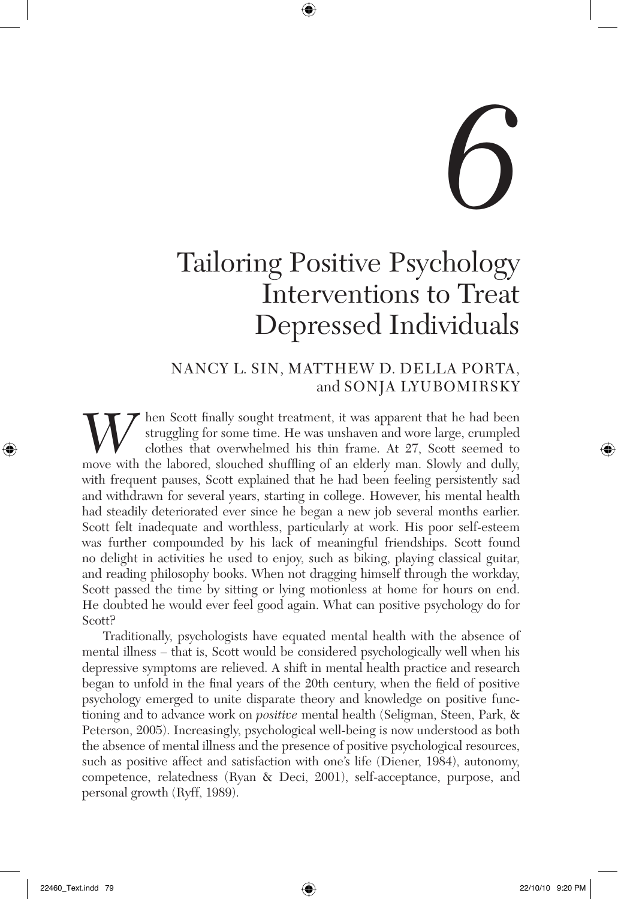# 6

# Tailoring Positive Psychology Interventions to Treat Depressed Individuals

NANCY L. SIN, MATTHEW D. DELLA PORTA, and SONJA LYUBOMIRSKY

When Scott finally sought treatment, it was apparent that he had been struggling for some time. He was unshaven and wore large, crumpled clothes that overwhelmed his thin frame. At 27, Scott seemed to move with the labored, slouched shuffling of an elderly man. Slowly and dully, with frequent pauses, Scott explained that he had been feeling persistently sad and withdrawn for several years, starting in college. However, his mental health had steadily deteriorated ever since he began a new job several months earlier. Scott felt inadequate and worthless, particularly at work. His poor self-esteem was further compounded by his lack of meaningful friendships. Scott found no delight in activities he used to enjoy, such as biking, playing classical guitar, and reading philosophy books. When not dragging himself through the workday, Scott passed the time by sitting or lying motionless at home for hours on end. He doubted he would ever feel good again. What can positive psychology do for Scott?

Traditionally, psychologists have equated mental health with the absence of mental illness – that is, Scott would be considered psychologically well when his depressive symptoms are relieved. A shift in mental health practice and research began to unfold in the final years of the 20th century, when the field of positive psychology emerged to unite disparate theory and knowledge on positive functioning and to advance work on *positive* mental health (Seligman, Steen, Park, & Peterson, 2005). Increasingly, psychological well-being is now understood as both the absence of mental illness and the presence of positive psychological resources, such as positive affect and satisfaction with one's life (Diener, 1984), autonomy, competence, relatedness (Ryan & Deci, 2001), self-acceptance, purpose, and personal growth (Ryff, 1989).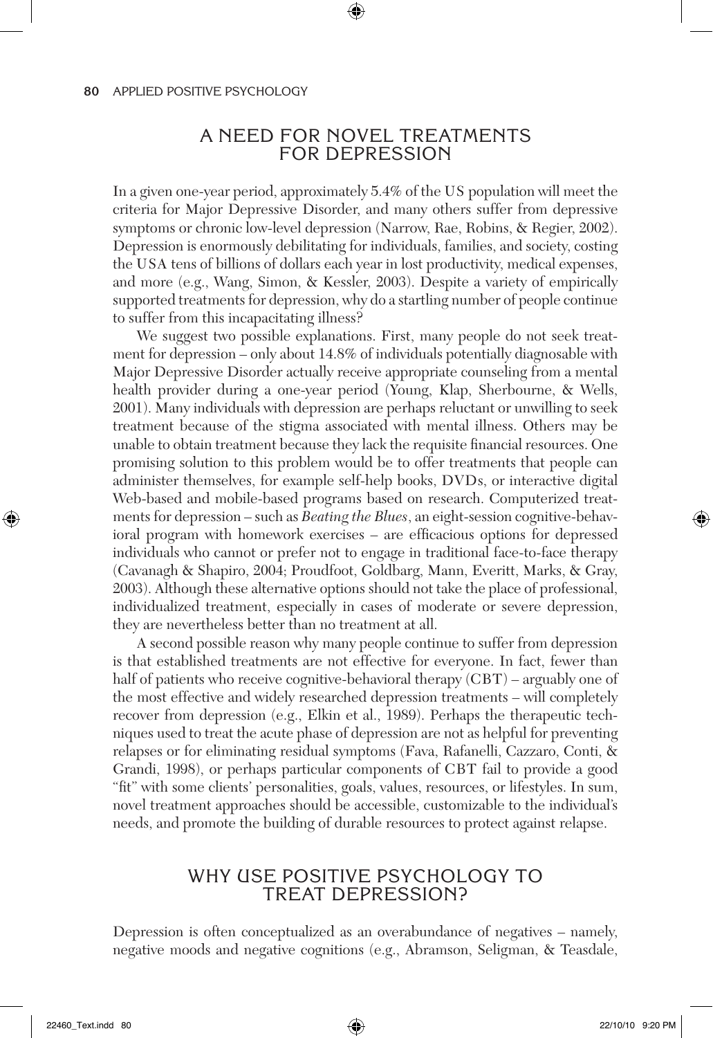## A NEED FOR NOVEL TREATMENTS FOR DEPRESSION

In a given one-year period, approximately 5.4% of the US population will meet the criteria for Major Depressive Disorder, and many others suffer from depressive symptoms or chronic low-level depression (Narrow, Rae, Robins, & Regier, 2002). Depression is enormously debilitating for individuals, families, and society, costing the USA tens of billions of dollars each year in lost productivity, medical expenses, and more (e.g., Wang, Simon, & Kessler, 2003). Despite a variety of empirically supported treatments for depression, why do a startling number of people continue to suffer from this incapacitating illness?

We suggest two possible explanations. First, many people do not seek treatment for depression – only about 14.8% of individuals potentially diagnosable with Major Depressive Disorder actually receive appropriate counseling from a mental health provider during a one-year period (Young, Klap, Sherbourne, & Wells, 2001). Many individuals with depression are perhaps reluctant or unwilling to seek treatment because of the stigma associated with mental illness. Others may be unable to obtain treatment because they lack the requisite financial resources. One promising solution to this problem would be to offer treatments that people can administer themselves, for example self-help books, DVDs, or interactive digital Web-based and mobile-based programs based on research. Computerized treatments for depression – such as *Beating the Blues*, an eight-session cognitive-behavioral program with homework exercises – are efficacious options for depressed individuals who cannot or prefer not to engage in traditional face-to-face therapy (Cavanagh & Shapiro, 2004; Proudfoot, Goldbarg, Mann, Everitt, Marks, & Gray, 2003). Although these alternative options should not take the place of professional, individualized treatment, especially in cases of moderate or severe depression, they are nevertheless better than no treatment at all.

A second possible reason why many people continue to suffer from depression is that established treatments are not effective for everyone. In fact, fewer than half of patients who receive cognitive-behavioral therapy (CBT) – arguably one of the most effective and widely researched depression treatments – will completely recover from depression (e.g., Elkin et al., 1989). Perhaps the therapeutic techniques used to treat the acute phase of depression are not as helpful for preventing relapses or for eliminating residual symptoms (Fava, Rafanelli, Cazzaro, Conti, & Grandi, 1998), or perhaps particular components of CBT fail to provide a good "fit" with some clients' personalities, goals, values, resources, or lifestyles. In sum, novel treatment approaches should be accessible, customizable to the individual's needs, and promote the building of durable resources to protect against relapse.

## WHY USE POSITIVE PSYCHOLOGY TO TREAT DEPRESSION?

Depression is often conceptualized as an overabundance of negatives – namely, negative moods and negative cognitions (e.g., Abramson, Seligman, & Teasdale,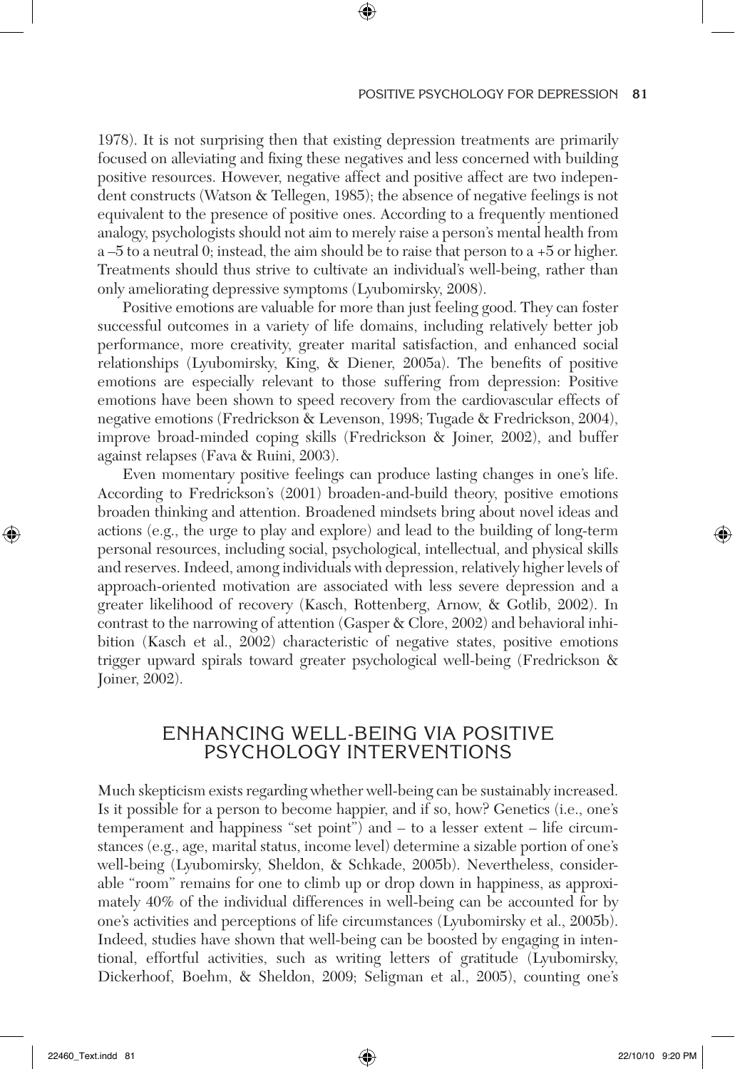1978). It is not surprising then that existing depression treatments are primarily focused on alleviating and fixing these negatives and less concerned with building positive resources. However, negative affect and positive affect are two independent constructs (Watson & Tellegen, 1985); the absence of negative feelings is not equivalent to the presence of positive ones. According to a frequently mentioned analogy, psychologists should not aim to merely raise a person's mental health from a –5 to a neutral 0; instead, the aim should be to raise that person to a +5 or higher. Treatments should thus strive to cultivate an individual's well-being, rather than only ameliorating depressive symptoms (Lyubomirsky, 2008).

Positive emotions are valuable for more than just feeling good. They can foster successful outcomes in a variety of life domains, including relatively better job performance, more creativity, greater marital satisfaction, and enhanced social relationships (Lyubomirsky, King, & Diener, 2005a). The benefits of positive emotions are especially relevant to those suffering from depression: Positive emotions have been shown to speed recovery from the cardiovascular effects of negative emotions (Fredrickson & Levenson, 1998; Tugade & Fredrickson, 2004), improve broad-minded coping skills (Fredrickson & Joiner, 2002), and buffer against relapses (Fava & Ruini, 2003).

Even momentary positive feelings can produce lasting changes in one's life. According to Fredrickson's (2001) broaden-and-build theory, positive emotions broaden thinking and attention. Broadened mindsets bring about novel ideas and actions (e.g., the urge to play and explore) and lead to the building of long-term personal resources, including social, psychological, intellectual, and physical skills and reserves. Indeed, among individuals with depression, relatively higher levels of approach-oriented motivation are associated with less severe depression and a greater likelihood of recovery (Kasch, Rottenberg, Arnow, & Gotlib, 2002). In contrast to the narrowing of attention (Gasper & Clore, 2002) and behavioral inhibition (Kasch et al., 2002) characteristic of negative states, positive emotions trigger upward spirals toward greater psychological well-being (Fredrickson & Joiner, 2002).

## ENHANCING WELL-BEING VIA POSITIVE PSYCHOLOGY INTERVENTIONS

Much skepticism exists regarding whether well-being can be sustainably increased. Is it possible for a person to become happier, and if so, how? Genetics (i.e., one's temperament and happiness "set point") and – to a lesser extent – life circumstances (e.g., age, marital status, income level) determine a sizable portion of one's well-being (Lyubomirsky, Sheldon, & Schkade, 2005b). Nevertheless, considerable "room" remains for one to climb up or drop down in happiness, as approximately 40% of the individual differences in well-being can be accounted for by one's activities and perceptions of life circumstances (Lyubomirsky et al., 2005b). Indeed, studies have shown that well-being can be boosted by engaging in intentional, effortful activities, such as writing letters of gratitude (Lyubomirsky, Dickerhoof, Boehm, & Sheldon, 2009; Seligman et al., 2005), counting one's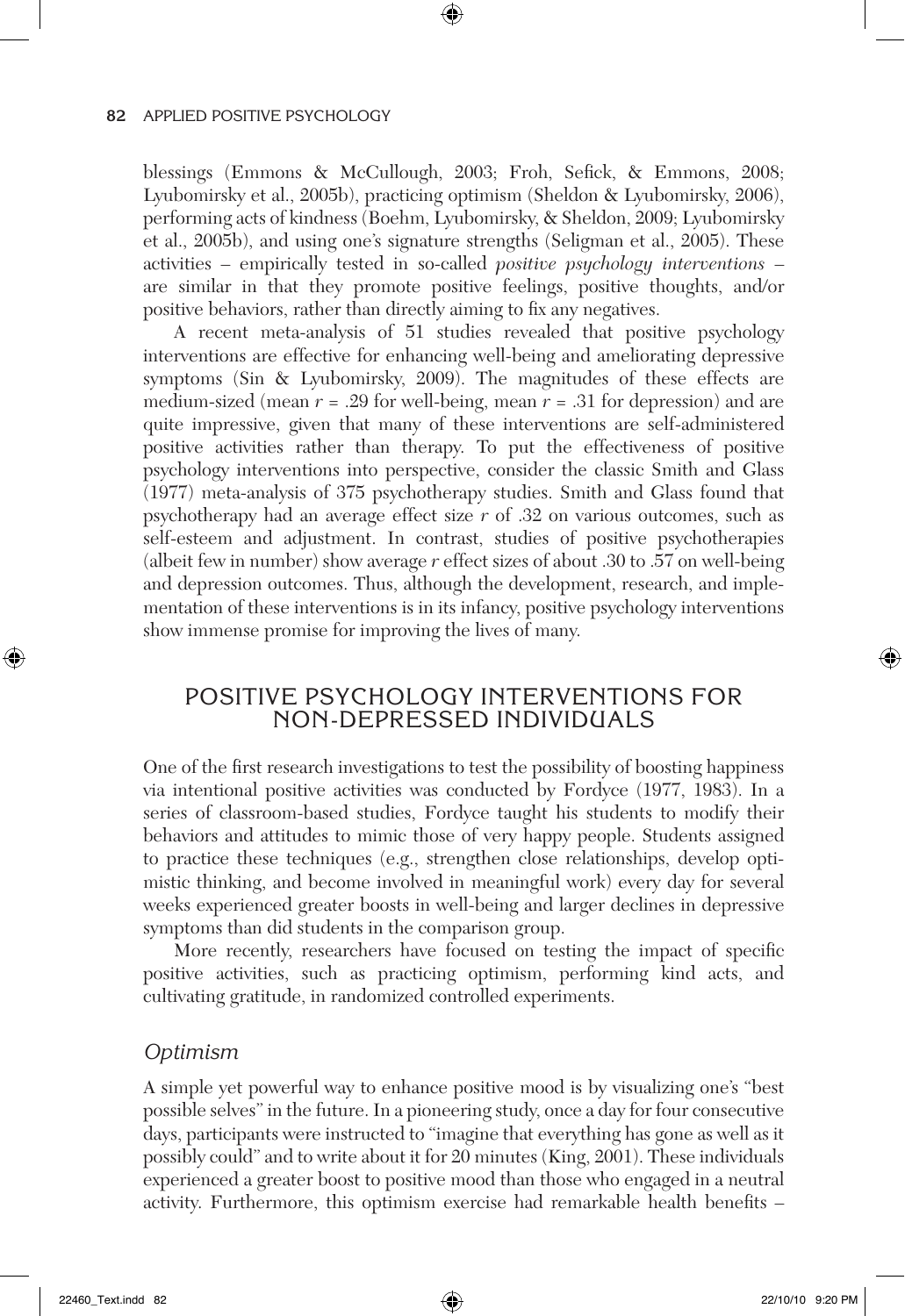blessings (Emmons & McCullough, 2003; Froh, Sefick, & Emmons, 2008; Lyubomirsky et al., 2005b), practicing optimism (Sheldon & Lyubomirsky, 2006), performing acts of kindness (Boehm, Lyubomirsky, & Sheldon, 2009; Lyubomirsky et al., 2005b), and using one's signature strengths (Seligman et al., 2005). These activities – empirically tested in so-called *positive psychology interventions* – are similar in that they promote positive feelings, positive thoughts, and/or positive behaviors, rather than directly aiming to fix any negatives.

A recent meta-analysis of 51 studies revealed that positive psychology interventions are effective for enhancing well-being and ameliorating depressive symptoms (Sin & Lyubomirsky, 2009). The magnitudes of these effects are medium-sized (mean $r = .29$ for well-being, mean $r = .31$ for depression) and are quite impressive, given that many of these interventions are self-administered positive activities rather than therapy. To put the effectiveness of positive psychology interventions into perspective, consider the classic Smith and Glass (1977) meta-analysis of 375 psychotherapy studies. Smith and Glass found that psychotherapy had an average effect size $r$ of .32 on various outcomes, such as self-esteem and adjustment. In contrast, studies of positive psychotherapies (albeit few in number) show average $r$ effect sizes of about .30 to .57 on well-being and depression outcomes. Thus, although the development, research, and implementation of these interventions is in its infancy, positive psychology interventions show immense promise for improving the lives of many.

## POSITIVE PSYCHOLOGY INTERVENTIONS FOR NON-DEPRESSED INDIVIDUALS

One of the first research investigations to test the possibility of boosting happiness via intentional positive activities was conducted by Fordyce (1977, 1983). In a series of classroom-based studies, Fordyce taught his students to modify their behaviors and attitudes to mimic those of very happy people. Students assigned to practice these techniques (e.g., strengthen close relationships, develop optimistic thinking, and become involved in meaningful work) every day for several weeks experienced greater boosts in well-being and larger declines in depressive symptoms than did students in the comparison group.

More recently, researchers have focused on testing the impact of specific positive activities, such as practicing optimism, performing kind acts, and cultivating gratitude, in randomized controlled experiments.

### *Optimism*

A simple yet powerful way to enhance positive mood is by visualizing one's "best possible selves" in the future. In a pioneering study, once a day for four consecutive days, participants were instructed to "imagine that everything has gone as well as it possibly could" and to write about it for 20 minutes (King, 2001). These individuals experienced a greater boost to positive mood than those who engaged in a neutral activity. Furthermore, this optimism exercise had remarkable health benefits –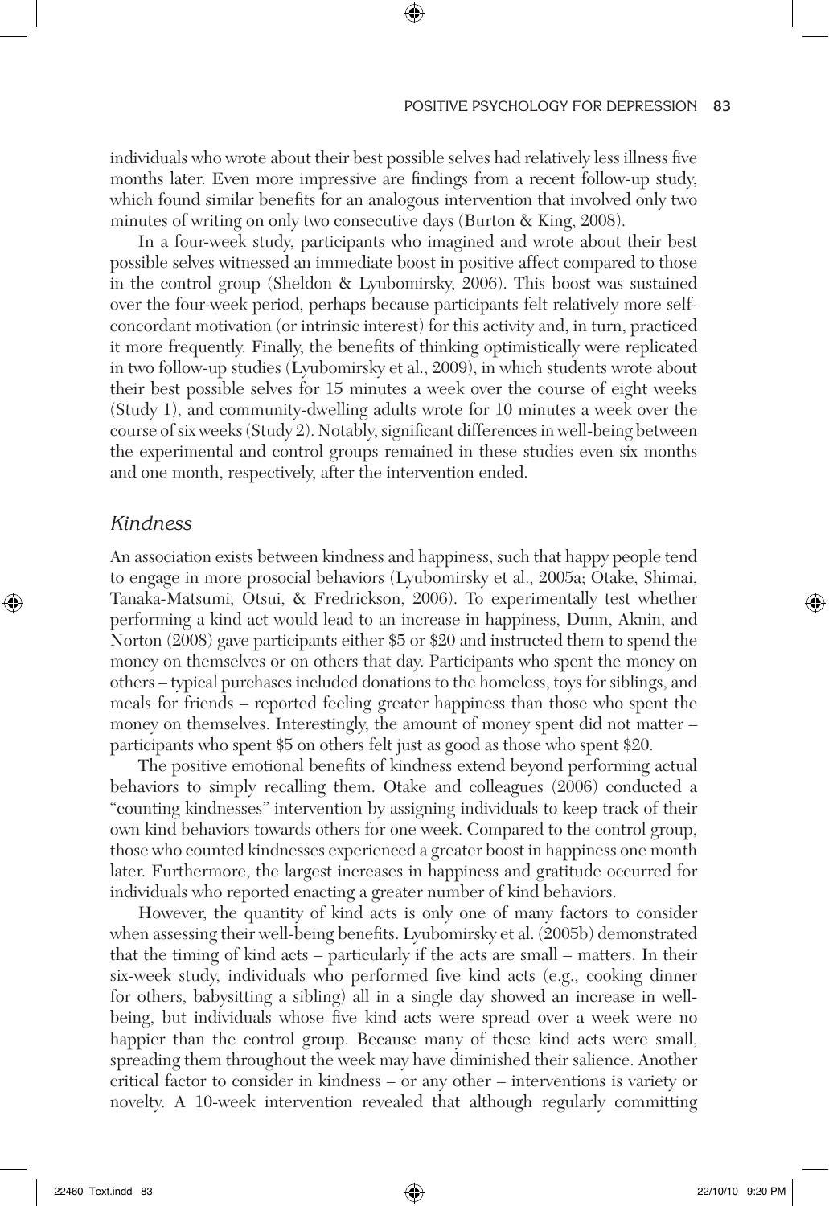individuals who wrote about their best possible selves had relatively less illness five months later. Even more impressive are findings from a recent follow-up study, which found similar benefits for an analogous intervention that involved only two minutes of writing on only two consecutive days (Burton & King, 2008).

In a four-week study, participants who imagined and wrote about their best possible selves witnessed an immediate boost in positive affect compared to those in the control group (Sheldon & Lyubomirsky, 2006). This boost was sustained over the four-week period, perhaps because participants felt relatively more self-concordant motivation (or intrinsic interest) for this activity and, in turn, practiced it more frequently. Finally, the benefits of thinking optimistically were replicated in two follow-up studies (Lyubomirsky et al., 2009), in which students wrote about their best possible selves for 15 minutes a week over the course of eight weeks (Study 1), and community-dwelling adults wrote for 10 minutes a week over the course of six weeks (Study 2). Notably, significant differences in well-being between the experimental and control groups remained in these studies even six months and one month, respectively, after the intervention ended.

### *Kindness*

An association exists between kindness and happiness, such that happy people tend to engage in more prosocial behaviors (Lyubomirsky et al., 2005a; Otake, Shimai, Tanaka-Matsumi, Otsui, & Fredrickson, 2006). To experimentally test whether performing a kind act would lead to an increase in happiness, Dunn, Aknin, and Norton (2008) gave participants either $5 or $20 and instructed them to spend the money on themselves or on others that day. Participants who spent the money on others – typical purchases included donations to the homeless, toys for siblings, and meals for friends – reported feeling greater happiness than those who spent the money on themselves. Interestingly, the amount of money spent did not matter – participants who spent $5 on others felt just as good as those who spent $20.

The positive emotional benefits of kindness extend beyond performing actual behaviors to simply recalling them. Otake and colleagues (2006) conducted a "counting kindnesses" intervention by assigning individuals to keep track of their own kind behaviors towards others for one week. Compared to the control group, those who counted kindnesses experienced a greater boost in happiness one month later. Furthermore, the largest increases in happiness and gratitude occurred for individuals who reported enacting a greater number of kind behaviors.

However, the quantity of kind acts is only one of many factors to consider when assessing their well-being benefits. Lyubomirsky et al. (2005b) demonstrated that the timing of kind acts – particularly if the acts are small – matters. In their six-week study, individuals who performed five kind acts (e.g., cooking dinner for others, babysitting a sibling) all in a single day showed an increase in well-being, but individuals whose five kind acts were spread over a week were no happier than the control group. Because many of these kind acts were small, spreading them throughout the week may have diminished their salience. Another critical factor to consider in kindness – or any other – interventions is variety or novelty. A 10-week intervention revealed that although regularly committing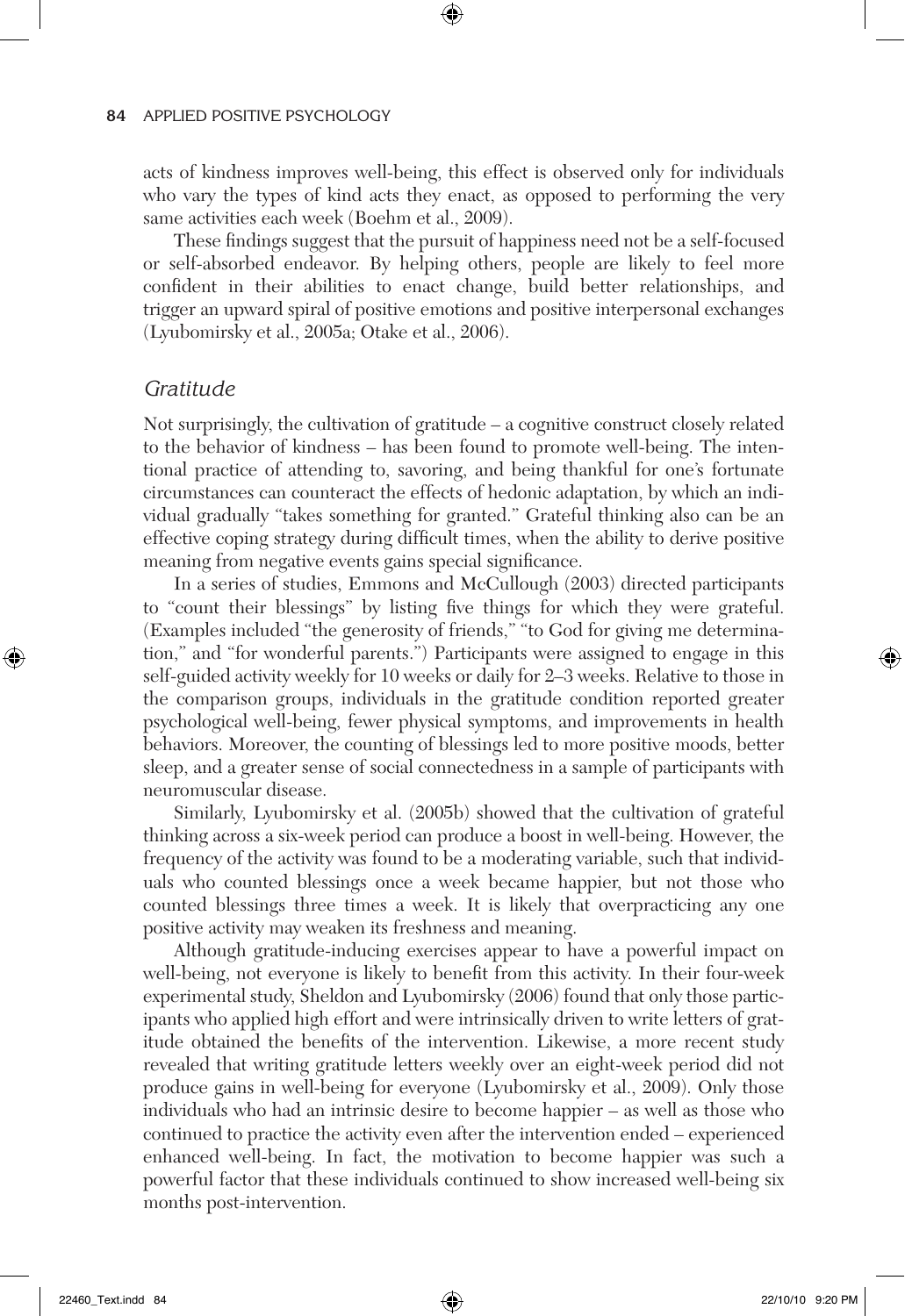acts of kindness improves well-being, this effect is observed only for individuals who vary the types of kind acts they enact, as opposed to performing the very same activities each week (Boehm et al., 2009).

These findings suggest that the pursuit of happiness need not be a self-focused or self-absorbed endeavor. By helping others, people are likely to feel more confident in their abilities to enact change, build better relationships, and trigger an upward spiral of positive emotions and positive interpersonal exchanges (Lyubomirsky et al., 2005a; Otake et al., 2006).

### *Gratitude*

Not surprisingly, the cultivation of gratitude – a cognitive construct closely related to the behavior of kindness – has been found to promote well-being. The intentional practice of attending to, savoring, and being thankful for one's fortunate circumstances can counteract the effects of hedonic adaptation, by which an individual gradually "takes something for granted." Grateful thinking also can be an effective coping strategy during difficult times, when the ability to derive positive meaning from negative events gains special significance.

In a series of studies, Emmons and McCullough (2003) directed participants to "count their blessings" by listing five things for which they were grateful. (Examples included "the generosity of friends," "to God for giving me determination," and "for wonderful parents.") Participants were assigned to engage in this self-guided activity weekly for 10 weeks or daily for 2–3 weeks. Relative to those in the comparison groups, individuals in the gratitude condition reported greater psychological well-being, fewer physical symptoms, and improvements in health behaviors. Moreover, the counting of blessings led to more positive moods, better sleep, and a greater sense of social connectedness in a sample of participants with neuromuscular disease.

Similarly, Lyubomirsky et al. (2005b) showed that the cultivation of grateful thinking across a six-week period can produce a boost in well-being. However, the frequency of the activity was found to be a moderating variable, such that individuals who counted blessings once a week became happier, but not those who counted blessings three times a week. It is likely that overpracticing any one positive activity may weaken its freshness and meaning.

Although gratitude-inducing exercises appear to have a powerful impact on well-being, not everyone is likely to benefit from this activity. In their four-week experimental study, Sheldon and Lyubomirsky (2006) found that only those participants who applied high effort and were intrinsically driven to write letters of gratitude obtained the benefits of the intervention. Likewise, a more recent study revealed that writing gratitude letters weekly over an eight-week period did not produce gains in well-being for everyone (Lyubomirsky et al., 2009). Only those individuals who had an intrinsic desire to become happier – as well as those who continued to practice the activity even after the intervention ended – experienced enhanced well-being. In fact, the motivation to become happier was such a powerful factor that these individuals continued to show increased well-being six months post-intervention.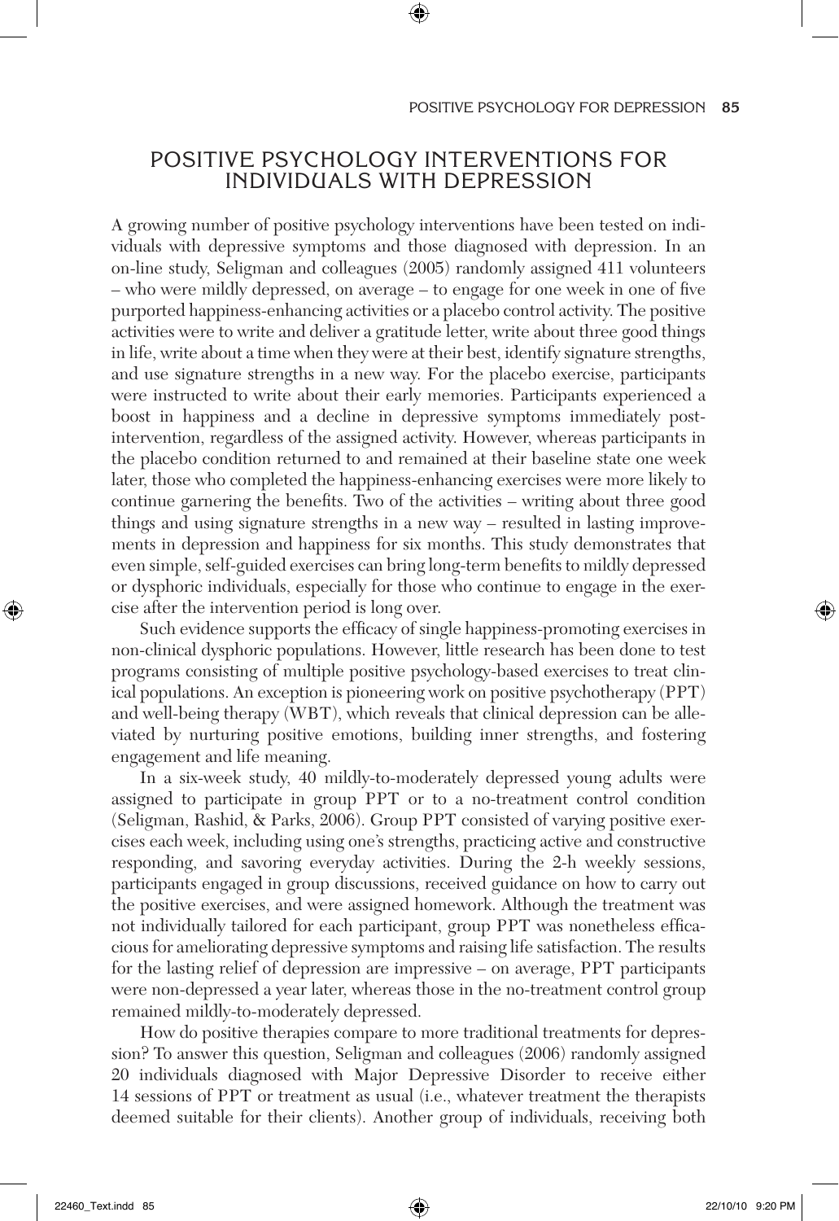## POSITIVE PSYCHOLOGY INTERVENTIONS FOR INDIVIDUALS WITH DEPRESSION

A growing number of positive psychology interventions have been tested on individuals with depressive symptoms and those diagnosed with depression. In an on-line study, Seligman and colleagues (2005) randomly assigned 411 volunteers – who were mildly depressed, on average – to engage for one week in one of five purported happiness-enhancing activities or a placebo control activity. The positive activities were to write and deliver a gratitude letter, write about three good things in life, write about a time when they were at their best, identify signature strengths, and use signature strengths in a new way. For the placebo exercise, participants were instructed to write about their early memories. Participants experienced a boost in happiness and a decline in depressive symptoms immediately post-intervention, regardless of the assigned activity. However, whereas participants in the placebo condition returned to and remained at their baseline state one week later, those who completed the happiness-enhancing exercises were more likely to continue garnering the benefits. Two of the activities – writing about three good things and using signature strengths in a new way – resulted in lasting improvements in depression and happiness for six months. This study demonstrates that even simple, self-guided exercises can bring long-term benefits to mildly depressed or dysphoric individuals, especially for those who continue to engage in the exercise after the intervention period is long over.

Such evidence supports the efficacy of single happiness-promoting exercises in non-clinical dysphoric populations. However, little research has been done to test programs consisting of multiple positive psychology-based exercises to treat clinical populations. An exception is pioneering work on positive psychotherapy (PPT) and well-being therapy (WBT), which reveals that clinical depression can be alleviated by nurturing positive emotions, building inner strengths, and fostering engagement and life meaning.

In a six-week study, 40 mildly-to-moderately depressed young adults were assigned to participate in group PPT or to a no-treatment control condition (Seligman, Rashid, & Parks, 2006). Group PPT consisted of varying positive exercises each week, including using one's strengths, practicing active and constructive responding, and savoring everyday activities. During the 2-h weekly sessions, participants engaged in group discussions, received guidance on how to carry out the positive exercises, and were assigned homework. Although the treatment was not individually tailored for each participant, group PPT was nonetheless efficacious for ameliorating depressive symptoms and raising life satisfaction. The results for the lasting relief of depression are impressive – on average, PPT participants were non-depressed a year later, whereas those in the no-treatment control group remained mildly-to-moderately depressed.

How do positive therapies compare to more traditional treatments for depression? To answer this question, Seligman and colleagues (2006) randomly assigned 20 individuals diagnosed with Major Depressive Disorder to receive either 14 sessions of PPT or treatment as usual (i.e., whatever treatment the therapists deemed suitable for their clients). Another group of individuals, receiving both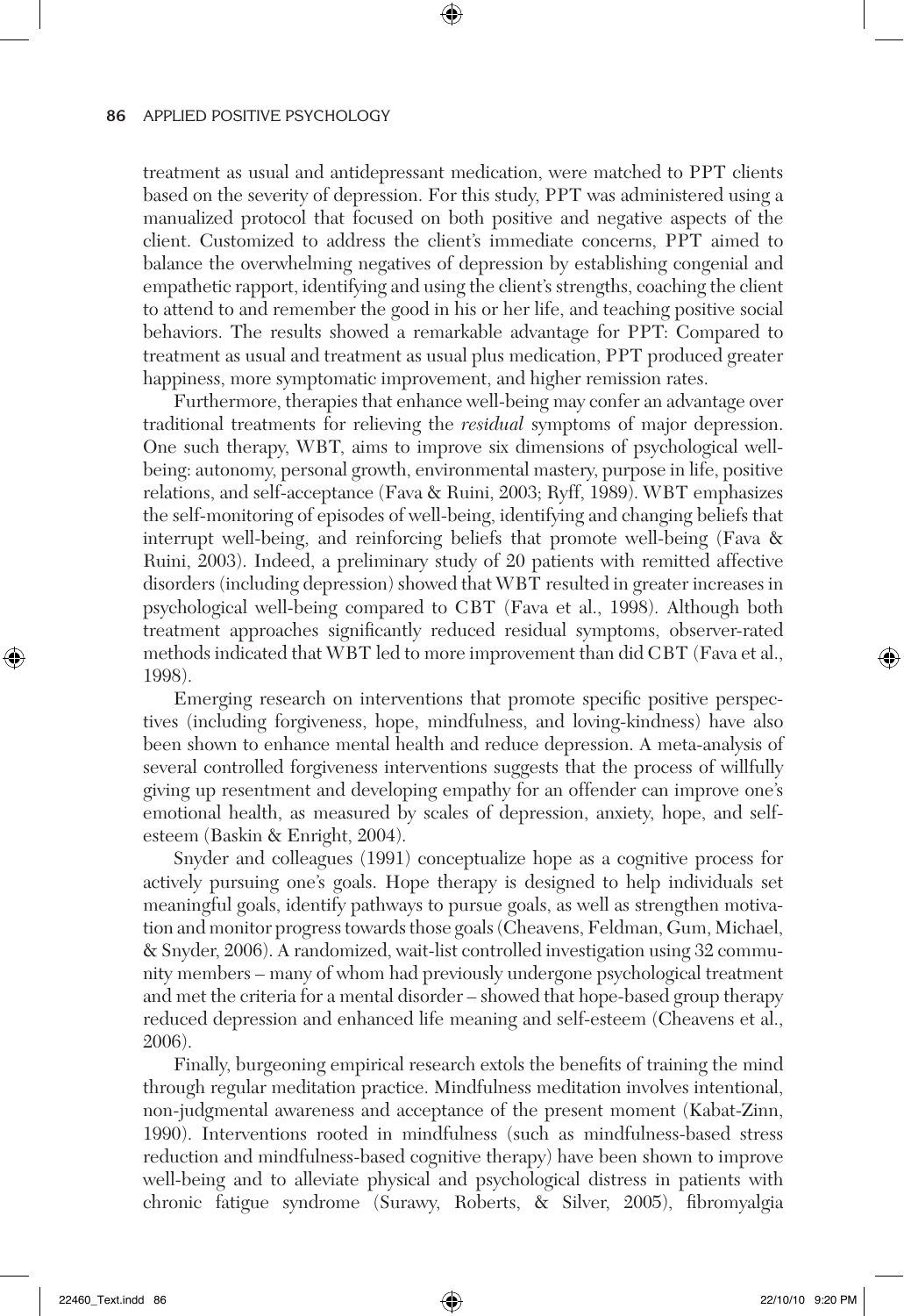treatment as usual and antidepressant medication, were matched to PPT clients based on the severity of depression. For this study, PPT was administered using a manualized protocol that focused on both positive and negative aspects of the client. Customized to address the client's immediate concerns, PPT aimed to balance the overwhelming negatives of depression by establishing congenial and empathetic rapport, identifying and using the client's strengths, coaching the client to attend to and remember the good in his or her life, and teaching positive social behaviors. The results showed a remarkable advantage for PPT: Compared to treatment as usual and treatment as usual plus medication, PPT produced greater happiness, more symptomatic improvement, and higher remission rates.

Furthermore, therapies that enhance well-being may confer an advantage over traditional treatments for relieving the *residual* symptoms of major depression. One such therapy, WBT, aims to improve six dimensions of psychological well-being: autonomy, personal growth, environmental mastery, purpose in life, positive relations, and self-acceptance (Fava & Ruini, 2003; Ryff, 1989). WBT emphasizes the self-monitoring of episodes of well-being, identifying and changing beliefs that interrupt well-being, and reinforcing beliefs that promote well-being (Fava & Ruini, 2003). Indeed, a preliminary study of 20 patients with remitted affective disorders (including depression) showed that WBT resulted in greater increases in psychological well-being compared to CBT (Fava et al., 1998). Although both treatment approaches significantly reduced residual symptoms, observer-rated methods indicated that WBT led to more improvement than did CBT (Fava et al., 1998).

Emerging research on interventions that promote specific positive perspectives (including forgiveness, hope, mindfulness, and loving-kindness) have also been shown to enhance mental health and reduce depression. A meta-analysis of several controlled forgiveness interventions suggests that the process of willfully giving up resentment and developing empathy for an offender can improve one's emotional health, as measured by scales of depression, anxiety, hope, and self-esteem (Baskin & Enright, 2004).

Snyder and colleagues (1991) conceptualize hope as a cognitive process for actively pursuing one's goals. Hope therapy is designed to help individuals set meaningful goals, identify pathways to pursue goals, as well as strengthen motivation and monitor progress towards those goals (Cheavens, Feldman, Gum, Michael, & Snyder, 2006). A randomized, wait-list controlled investigation using 32 community members – many of whom had previously undergone psychological treatment and met the criteria for a mental disorder – showed that hope-based group therapy reduced depression and enhanced life meaning and self-esteem (Cheavens et al., 2006).

Finally, burgeoning empirical research extols the benefits of training the mind through regular meditation practice. Mindfulness meditation involves intentional, non-judgmental awareness and acceptance of the present moment (Kabat-Zinn, 1990). Interventions rooted in mindfulness (such as mindfulness-based stress reduction and mindfulness-based cognitive therapy) have been shown to improve well-being and to alleviate physical and psychological distress in patients with chronic fatigue syndrome (Surawy, Roberts, & Silver, 2005), fibromyalgia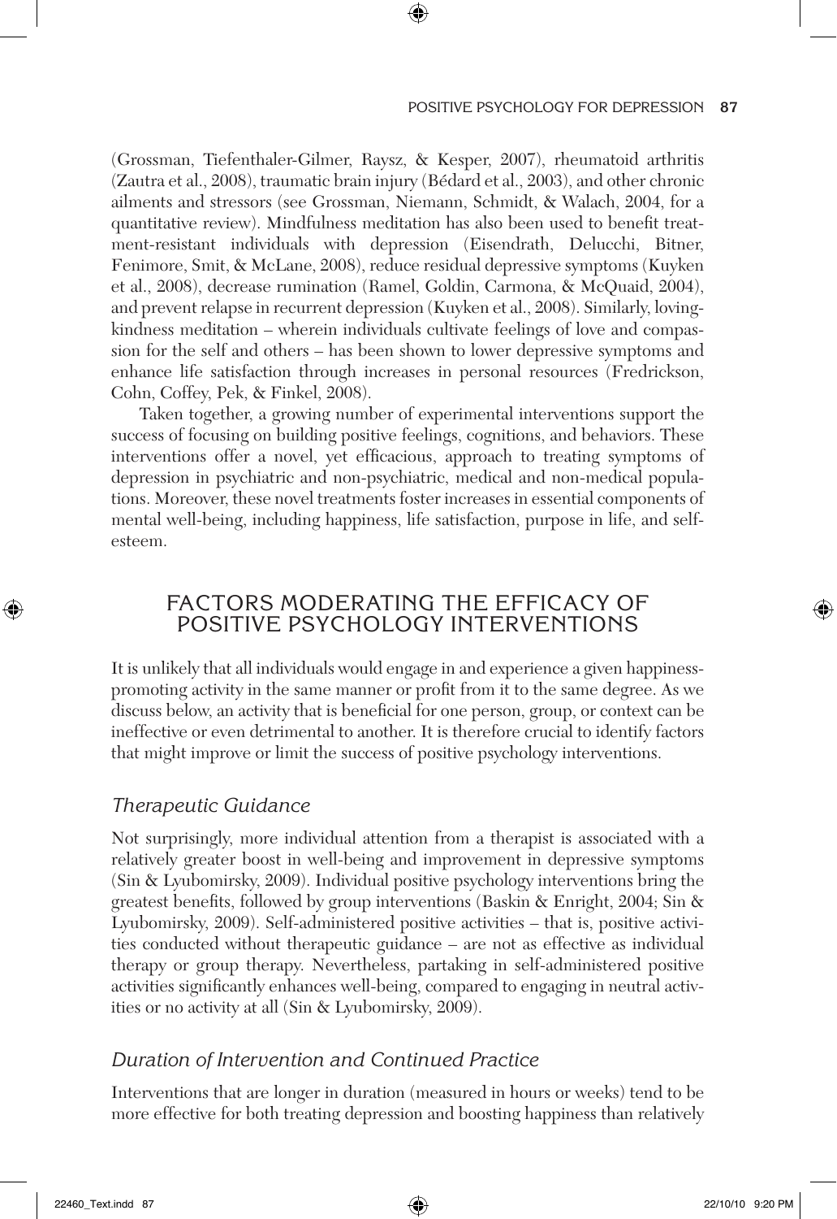(Grossman, Tiefenthaler-Gilmer, Raysz, & Kesper, 2007), rheumatoid arthritis (Zautra et al., 2008), traumatic brain injury (Bédard et al., 2003), and other chronic ailments and stressors (see Grossman, Niemann, Schmidt, & Walach, 2004, for a quantitative review). Mindfulness meditation has also been used to benefit treatment-resistant individuals with depression (Eisendrath, Delucchi, Bitner, Fenimore, Smit, & McLane, 2008), reduce residual depressive symptoms (Kuyken et al., 2008), decrease rumination (Ramel, Goldin, Carmona, & McQuaid, 2004), and prevent relapse in recurrent depression (Kuyken et al., 2008). Similarly, loving-kindness meditation – wherein individuals cultivate feelings of love and compassion for the self and others – has been shown to lower depressive symptoms and enhance life satisfaction through increases in personal resources (Fredrickson, Cohn, Coffey, Pek, & Finkel, 2008).

Taken together, a growing number of experimental interventions support the success of focusing on building positive feelings, cognitions, and behaviors. These interventions offer a novel, yet efficacious, approach to treating symptoms of depression in psychiatric and non-psychiatric, medical and non-medical populations. Moreover, these novel treatments foster increases in essential components of mental well-being, including happiness, life satisfaction, purpose in life, and self-esteem.

## FACTORS MODERATING THE EFFICACY OF POSITIVE PSYCHOLOGY INTERVENTIONS

It is unlikely that all individuals would engage in and experience a given happiness-promoting activity in the same manner or profit from it to the same degree. As we discuss below, an activity that is beneficial for one person, group, or context can be ineffective or even detrimental to another. It is therefore crucial to identify factors that might improve or limit the success of positive psychology interventions.

### *Therapeutic Guidance*

Not surprisingly, more individual attention from a therapist is associated with a relatively greater boost in well-being and improvement in depressive symptoms (Sin & Lyubomirsky, 2009). Individual positive psychology interventions bring the greatest benefits, followed by group interventions (Baskin & Enright, 2004; Sin & Lyubomirsky, 2009). Self-administered positive activities – that is, positive activities conducted without therapeutic guidance – are not as effective as individual therapy or group therapy. Nevertheless, partaking in self-administered positive activities significantly enhances well-being, compared to engaging in neutral activities or no activity at all (Sin & Lyubomirsky, 2009).

### *Duration of Intervention and Continued Practice*

Interventions that are longer in duration (measured in hours or weeks) tend to be more effective for both treating depression and boosting happiness than relatively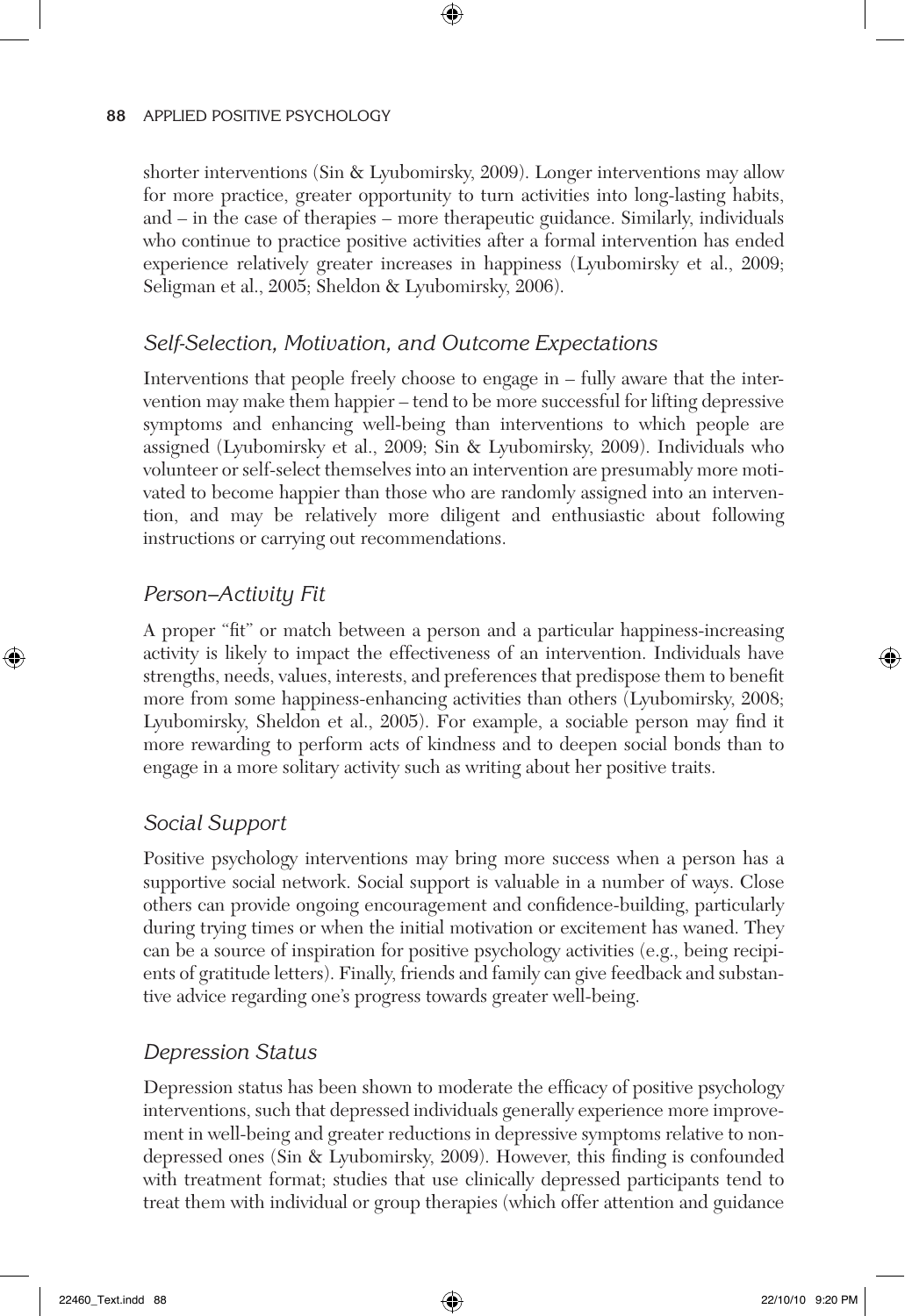shorter interventions (Sin & Lyubomirsky, 2009). Longer interventions may allow for more practice, greater opportunity to turn activities into long-lasting habits, and – in the case of therapies – more therapeutic guidance. Similarly, individuals who continue to practice positive activities after a formal intervention has ended experience relatively greater increases in happiness (Lyubomirsky et al., 2009; Seligman et al., 2005; Sheldon & Lyubomirsky, 2006).

### *Self-Selection, Motivation, and Outcome Expectations*

Interventions that people freely choose to engage in – fully aware that the intervention may make them happier – tend to be more successful for lifting depressive symptoms and enhancing well-being than interventions to which people are assigned (Lyubomirsky et al., 2009; Sin & Lyubomirsky, 2009). Individuals who volunteer or self-select themselves into an intervention are presumably more motivated to become happier than those who are randomly assigned into an intervention, and may be relatively more diligent and enthusiastic about following instructions or carrying out recommendations.

### *Person–Activity Fit*

A proper "fit" or match between a person and a particular happiness-increasing activity is likely to impact the effectiveness of an intervention. Individuals have strengths, needs, values, interests, and preferences that predispose them to benefit more from some happiness-enhancing activities than others (Lyubomirsky, 2008; Lyubomirsky, Sheldon et al., 2005). For example, a sociable person may find it more rewarding to perform acts of kindness and to deepen social bonds than to engage in a more solitary activity such as writing about her positive traits.

### *Social Support*

Positive psychology interventions may bring more success when a person has a supportive social network. Social support is valuable in a number of ways. Close others can provide ongoing encouragement and confidence-building, particularly during trying times or when the initial motivation or excitement has waned. They can be a source of inspiration for positive psychology activities (e.g., being recipients of gratitude letters). Finally, friends and family can give feedback and substantive advice regarding one's progress towards greater well-being.

### *Depression Status*

Depression status has been shown to moderate the efficacy of positive psychology interventions, such that depressed individuals generally experience more improvement in well-being and greater reductions in depressive symptoms relative to nondepressed ones (Sin & Lyubomirsky, 2009). However, this finding is confounded with treatment format; studies that use clinically depressed participants tend to treat them with individual or group therapies (which offer attention and guidance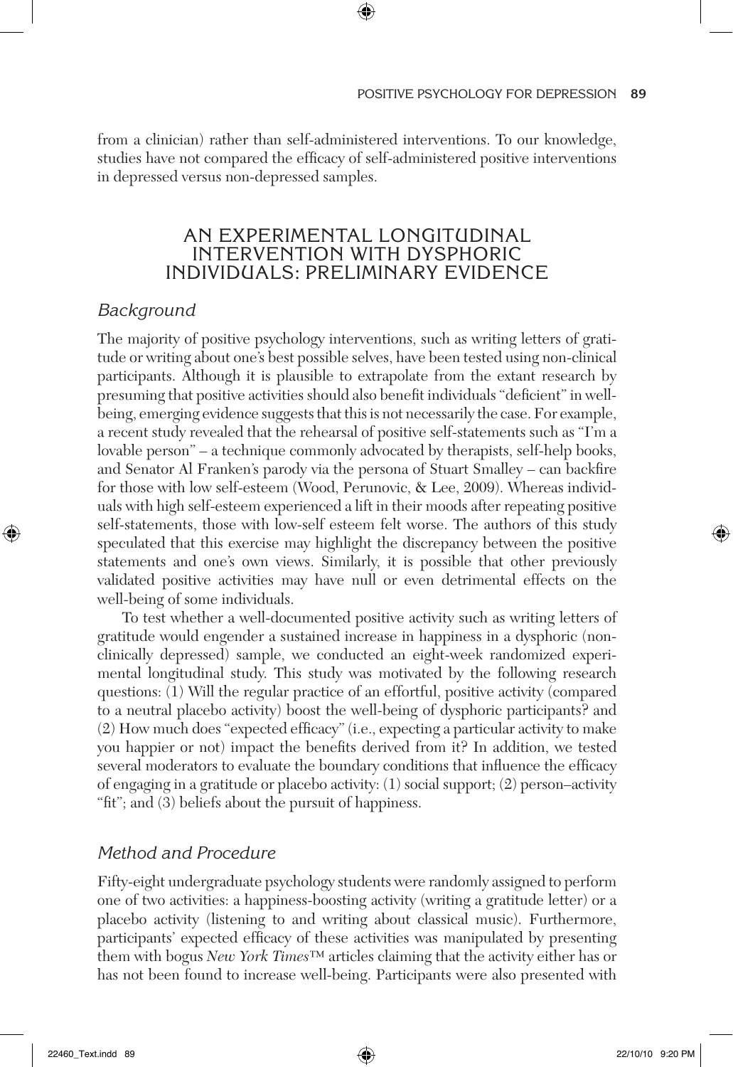from a clinician) rather than self-administered interventions. To our knowledge, studies have not compared the efficacy of self-administered positive interventions in depressed versus non-depressed samples.

## AN EXPERIMENTAL LONGITUDINAL INTERVENTION WITH DYSPHORIC INDIVIDUALS: PRELIMINARY EVIDENCE

### *Background*

The majority of positive psychology interventions, such as writing letters of gratitude or writing about one's best possible selves, have been tested using non-clinical participants. Although it is plausible to extrapolate from the extant research by presuming that positive activities should also benefit individuals "deficient" in well-being, emerging evidence suggests that this is not necessarily the case. For example, a recent study revealed that the rehearsal of positive self-statements such as "I'm a lovable person" – a technique commonly advocated by therapists, self-help books, and Senator Al Franken's parody via the persona of Stuart Smalley – can backfire for those with low self-esteem (Wood, Perunovic, & Lee, 2009). Whereas individuals with high self-esteem experienced a lift in their moods after repeating positive self-statements, those with low-self esteem felt worse. The authors of this study speculated that this exercise may highlight the discrepancy between the positive statements and one's own views. Similarly, it is possible that other previously validated positive activities may have null or even detrimental effects on the well-being of some individuals.

To test whether a well-documented positive activity such as writing letters of gratitude would engender a sustained increase in happiness in a dysphoric (non-clinically depressed) sample, we conducted an eight-week randomized experimental longitudinal study. This study was motivated by the following research questions: (1) Will the regular practice of an effortful, positive activity (compared to a neutral placebo activity) boost the well-being of dysphoric participants? and (2) How much does "expected efficacy" (i.e., expecting a particular activity to make you happier or not) impact the benefits derived from it? In addition, we tested several moderators to evaluate the boundary conditions that influence the efficacy of engaging in a gratitude or placebo activity: (1) social support; (2) person–activity "fit"; and (3) beliefs about the pursuit of happiness.

### *Method and Procedure*

Fifty-eight undergraduate psychology students were randomly assigned to perform one of two activities: a happiness-boosting activity (writing a gratitude letter) or a placebo activity (listening to and writing about classical music). Furthermore, participants' expected efficacy of these activities was manipulated by presenting them with bogus *New York Times*™ articles claiming that the activity either has or has not been found to increase well-being. Participants were also presented with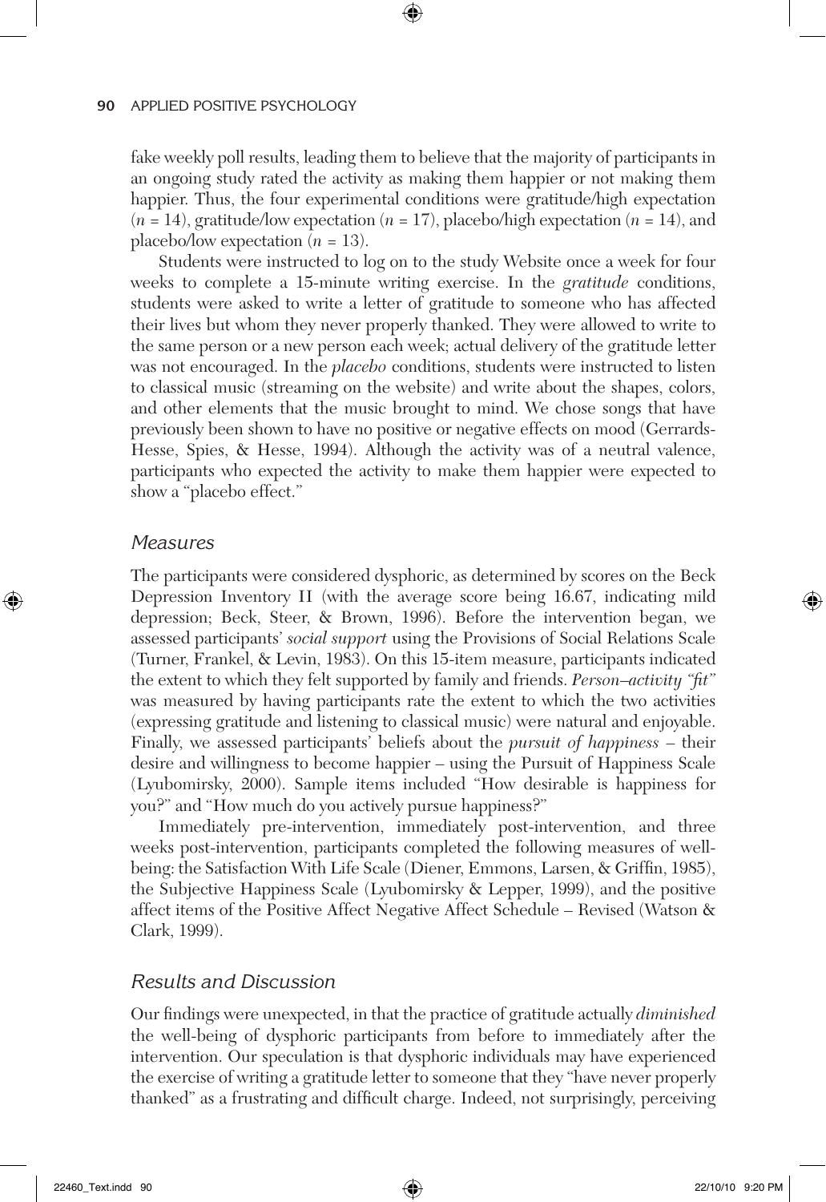fake weekly poll results, leading them to believe that the majority of participants in an ongoing study rated the activity as making them happier or not making them happier. Thus, the four experimental conditions were gratitude/high expectation ($n = 14$), gratitude/low expectation ($n = 17$), placebo/high expectation ($n = 14$), and placebo/low expectation ($n = 13$).

Students were instructed to log on to the study Website once a week for four weeks to complete a 15-minute writing exercise. In the *gratitude* conditions, students were asked to write a letter of gratitude to someone who has affected their lives but whom they never properly thanked. They were allowed to write to the same person or a new person each week; actual delivery of the gratitude letter was not encouraged. In the *placebo* conditions, students were instructed to listen to classical music (streaming on the website) and write about the shapes, colors, and other elements that the music brought to mind. We chose songs that have previously been shown to have no positive or negative effects on mood (Gerrards-Hesse, Spies, & Hesse, 1994). Although the activity was of a neutral valence, participants who expected the activity to make them happier were expected to show a "placebo effect."

### Measures

The participants were considered dysphoric, as determined by scores on the Beck Depression Inventory II (with the average score being 16.67, indicating mild depression; Beck, Steer, & Brown, 1996). Before the intervention began, we assessed participants' *social support* using the Provisions of Social Relations Scale (Turner, Frankel, & Levin, 1983). On this 15-item measure, participants indicated the extent to which they felt supported by family and friends. *Person–activity "fit"* was measured by having participants rate the extent to which the two activities (expressing gratitude and listening to classical music) were natural and enjoyable. Finally, we assessed participants' beliefs about the *pursuit of happiness* – their desire and willingness to become happier – using the Pursuit of Happiness Scale (Lyubomirsky, 2000). Sample items included "How desirable is happiness for you?" and "How much do you actively pursue happiness?"

Immediately pre-intervention, immediately post-intervention, and three weeks post-intervention, participants completed the following measures of well-being: the Satisfaction With Life Scale (Diener, Emmons, Larsen, & Griffin, 1985), the Subjective Happiness Scale (Lyubomirsky & Lepper, 1999), and the positive affect items of the Positive Affect Negative Affect Schedule – Revised (Watson & Clark, 1999).

### Results and Discussion

Our findings were unexpected, in that the practice of gratitude actually *diminished* the well-being of dysphoric participants from before to immediately after the intervention. Our speculation is that dysphoric individuals may have experienced the exercise of writing a gratitude letter to someone that they "have never properly thanked" as a frustrating and difficult charge. Indeed, not surprisingly, perceiving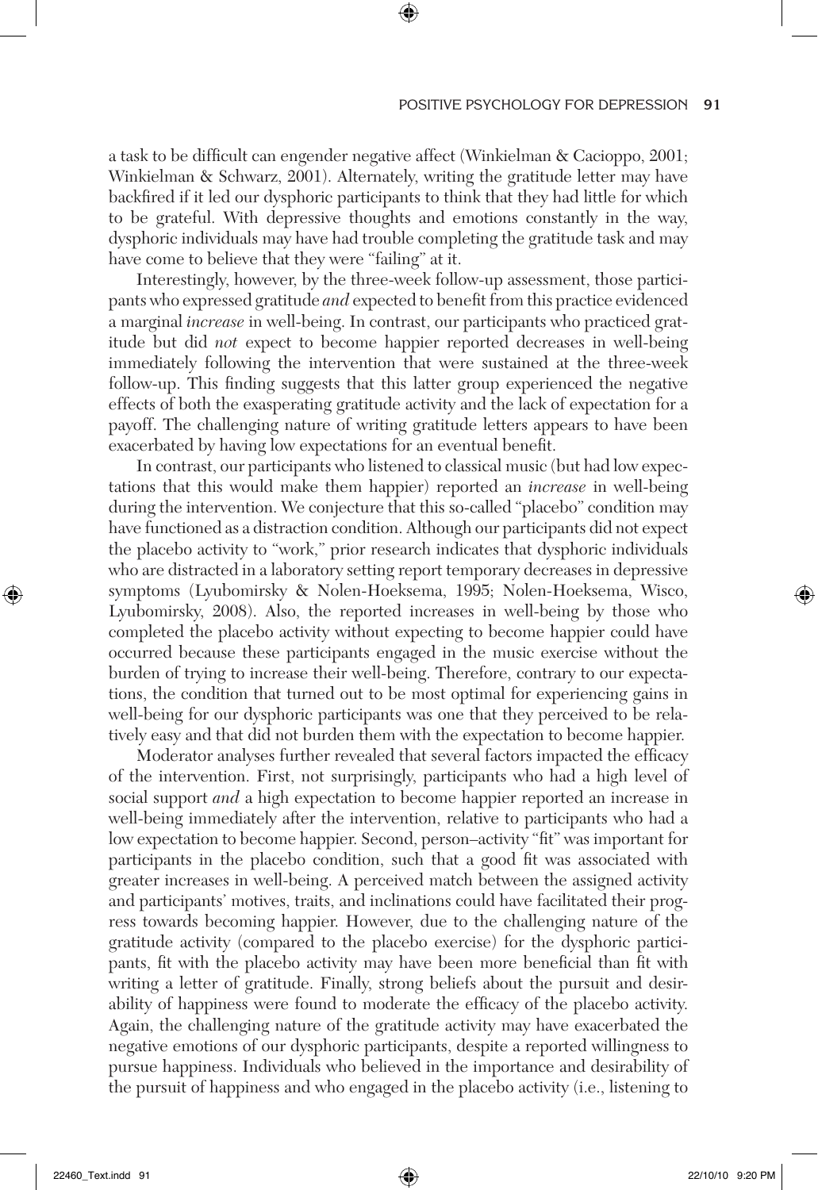a task to be difficult can engender negative affect (Winkielman & Cacioppo, 2001; Winkielman & Schwarz, 2001). Alternately, writing the gratitude letter may have backfired if it led our dysphoric participants to think that they had little for which to be grateful. With depressive thoughts and emotions constantly in the way, dysphoric individuals may have had trouble completing the gratitude task and may have come to believe that they were "failing" at it.

Interestingly, however, by the three-week follow-up assessment, those participants who expressed gratitude *and* expected to benefit from this practice evidenced a marginal *increase* in well-being. In contrast, our participants who practiced gratitude but did *not* expect to become happier reported decreases in well-being immediately following the intervention that were sustained at the three-week follow-up. This finding suggests that this latter group experienced the negative effects of both the exasperating gratitude activity and the lack of expectation for a payoff. The challenging nature of writing gratitude letters appears to have been exacerbated by having low expectations for an eventual benefit.

In contrast, our participants who listened to classical music (but had low expectations that this would make them happier) reported an *increase* in well-being during the intervention. We conjecture that this so-called "placebo" condition may have functioned as a distraction condition. Although our participants did not expect the placebo activity to "work," prior research indicates that dysphoric individuals who are distracted in a laboratory setting report temporary decreases in depressive symptoms (Lyubomirsky & Nolen-Hoeksema, 1995; Nolen-Hoeksema, Wisco, Lyubomirsky, 2008). Also, the reported increases in well-being by those who completed the placebo activity without expecting to become happier could have occurred because these participants engaged in the music exercise without the burden of trying to increase their well-being. Therefore, contrary to our expectations, the condition that turned out to be most optimal for experiencing gains in well-being for our dysphoric participants was one that they perceived to be relatively easy and that did not burden them with the expectation to become happier.

Moderator analyses further revealed that several factors impacted the efficacy of the intervention. First, not surprisingly, participants who had a high level of social support *and* a high expectation to become happier reported an increase in well-being immediately after the intervention, relative to participants who had a low expectation to become happier. Second, person–activity "fit" was important for participants in the placebo condition, such that a good fit was associated with greater increases in well-being. A perceived match between the assigned activity and participants' motives, traits, and inclinations could have facilitated their progress towards becoming happier. However, due to the challenging nature of the gratitude activity (compared to the placebo exercise) for the dysphoric participants, fit with the placebo activity may have been more beneficial than fit with writing a letter of gratitude. Finally, strong beliefs about the pursuit and desirability of happiness were found to moderate the efficacy of the placebo activity. Again, the challenging nature of the gratitude activity may have exacerbated the negative emotions of our dysphoric participants, despite a reported willingness to pursue happiness. Individuals who believed in the importance and desirability of the pursuit of happiness and who engaged in the placebo activity (i.e., listening to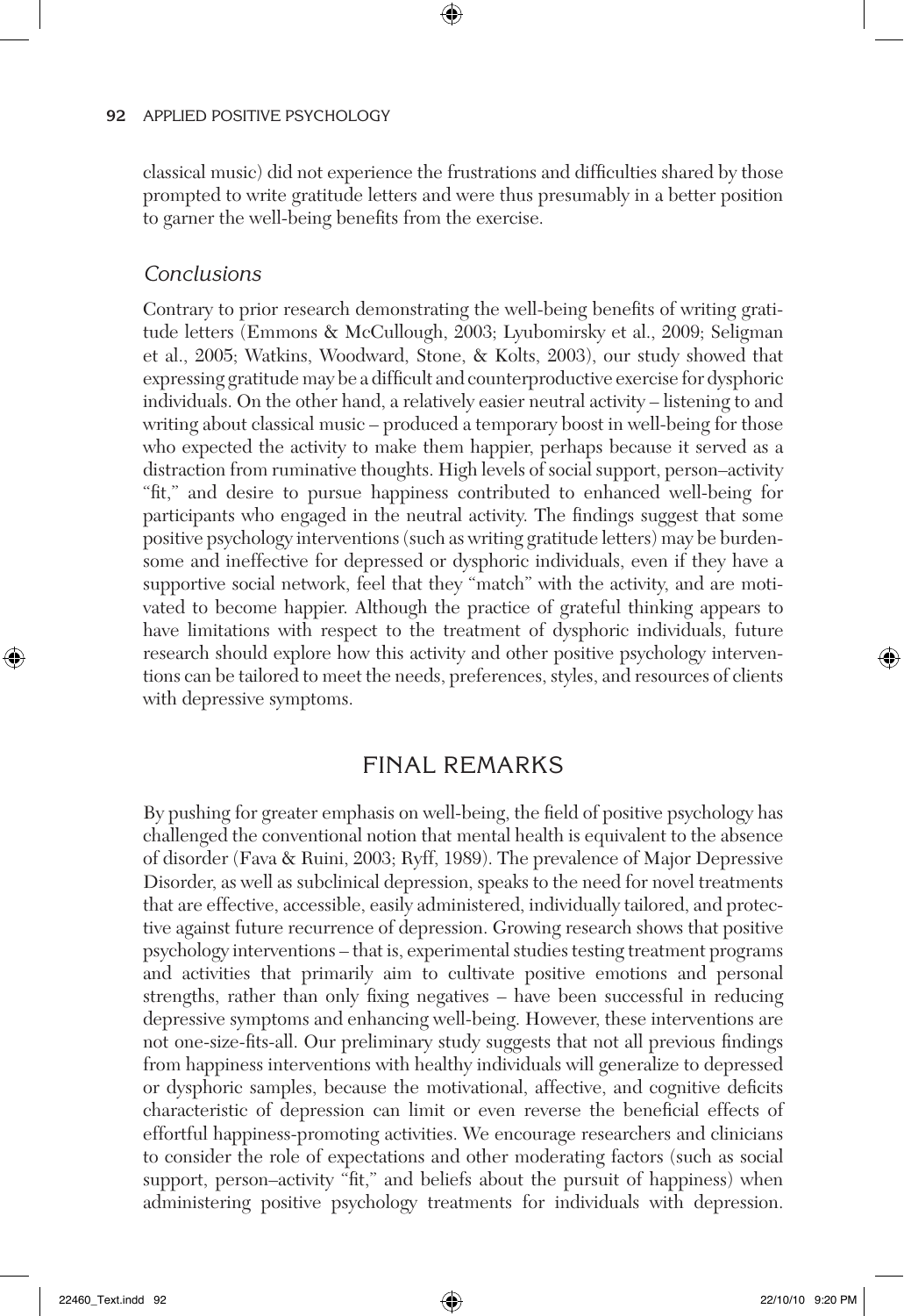classical music) did not experience the frustrations and difficulties shared by those prompted to write gratitude letters and were thus presumably in a better position to garner the well-being benefits from the exercise.

### *Conclusions*

Contrary to prior research demonstrating the well-being benefits of writing gratitude letters (Emmons & McCullough, 2003; Lyubomirsky et al., 2009; Seligman et al., 2005; Watkins, Woodward, Stone, & Kolts, 2003), our study showed that expressing gratitude may be a difficult and counterproductive exercise for dysphoric individuals. On the other hand, a relatively easier neutral activity – listening to and writing about classical music – produced a temporary boost in well-being for those who expected the activity to make them happier, perhaps because it served as a distraction from ruminative thoughts. High levels of social support, person–activity "fit," and desire to pursue happiness contributed to enhanced well-being for participants who engaged in the neutral activity. The findings suggest that some positive psychology interventions (such as writing gratitude letters) may be burdensome and ineffective for depressed or dysphoric individuals, even if they have a supportive social network, feel that they "match" with the activity, and are motivated to become happier. Although the practice of grateful thinking appears to have limitations with respect to the treatment of dysphoric individuals, future research should explore how this activity and other positive psychology interventions can be tailored to meet the needs, preferences, styles, and resources of clients with depressive symptoms.

## FINAL REMARKS

By pushing for greater emphasis on well-being, the field of positive psychology has challenged the conventional notion that mental health is equivalent to the absence of disorder (Fava & Ruini, 2003; Ryff, 1989). The prevalence of Major Depressive Disorder, as well as subclinical depression, speaks to the need for novel treatments that are effective, accessible, easily administered, individually tailored, and protective against future recurrence of depression. Growing research shows that positive psychology interventions – that is, experimental studies testing treatment programs and activities that primarily aim to cultivate positive emotions and personal strengths, rather than only fixing negatives – have been successful in reducing depressive symptoms and enhancing well-being. However, these interventions are not one-size-fits-all. Our preliminary study suggests that not all previous findings from happiness interventions with healthy individuals will generalize to depressed or dysphoric samples, because the motivational, affective, and cognitive deficits characteristic of depression can limit or even reverse the beneficial effects of effortful happiness-promoting activities. We encourage researchers and clinicians to consider the role of expectations and other moderating factors (such as social support, person–activity "fit," and beliefs about the pursuit of happiness) when administering positive psychology treatments for individuals with depression.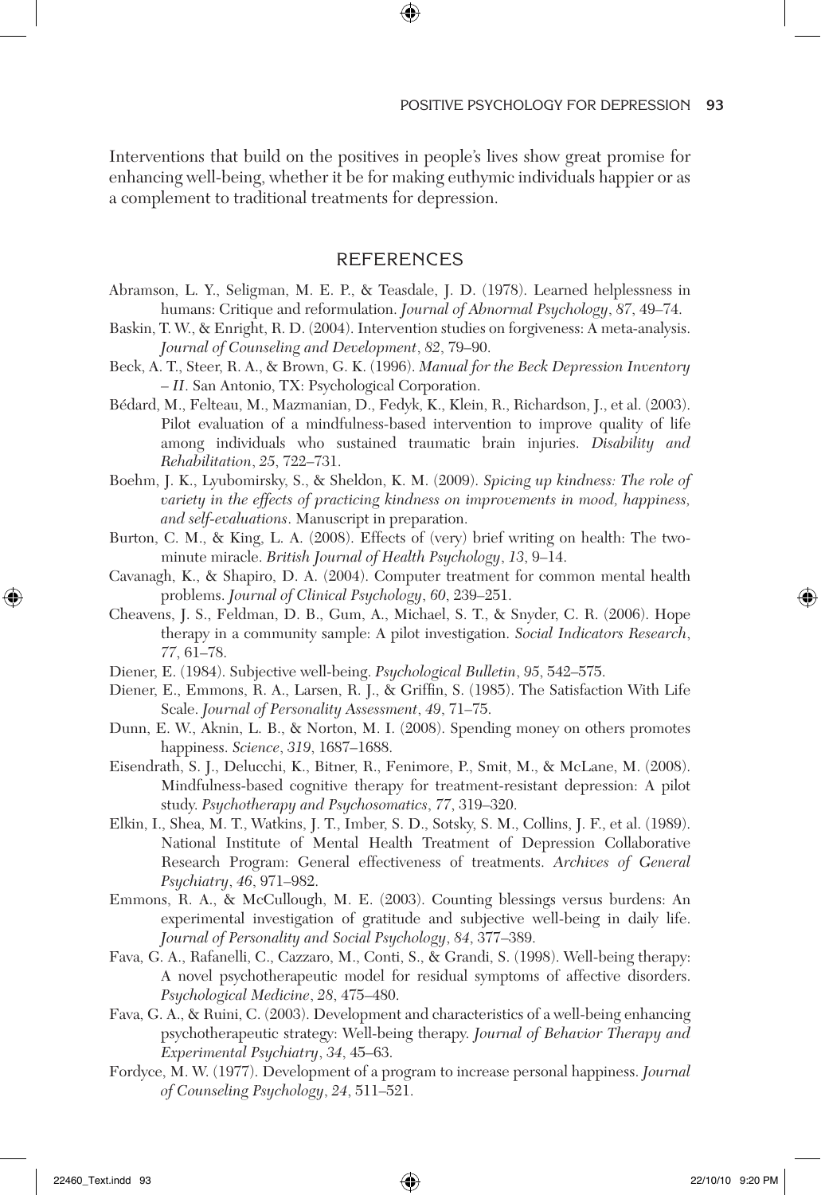Interventions that build on the positives in people's lives show great promise for enhancing well-being, whether it be for making euthymic individuals happier or as a complement to traditional treatments for depression.

## REFERENCES

Abramson, L. Y., Seligman, M. E. P., & Teasdale, J. D. (1978). Learned helplessness in humans: Critique and reformulation. *Journal of Abnormal Psychology*, *87*, 49–74.

Baskin, T. W., & Enright, R. D. (2004). Intervention studies on forgiveness: A meta-analysis. *Journal of Counseling and Development*, *82*, 79–90.

Beck, A. T., Steer, R. A., & Brown, G. K. (1996). *Manual for the Beck Depression Inventory – II*. San Antonio, TX: Psychological Corporation.

Bédard, M., Felteau, M., Mazmanian, D., Fedyk, K., Klein, R., Richardson, J., et al. (2003). Pilot evaluation of a mindfulness-based intervention to improve quality of life among individuals who sustained traumatic brain injuries. *Disability and Rehabilitation*, *25*, 722–731.

Boehm, J. K., Lyubomirsky, S., & Sheldon, K. M. (2009). *Spicing up kindness: The role of variety in the effects of practicing kindness on improvements in mood, happiness, and self-evaluations*. Manuscript in preparation.

Burton, C. M., & King, L. A. (2008). Effects of (very) brief writing on health: The two-minute miracle. *British Journal of Health Psychology*, *13*, 9–14.

Cavanagh, K., & Shapiro, D. A. (2004). Computer treatment for common mental health problems. *Journal of Clinical Psychology*, *60*, 239–251.

Cheavens, J. S., Feldman, D. B., Gum, A., Michael, S. T., & Snyder, C. R. (2006). Hope therapy in a community sample: A pilot investigation. *Social Indicators Research*, *77*, 61–78.

Diener, E. (1984). Subjective well-being. *Psychological Bulletin*, *95*, 542–575.

Diener, E., Emmons, R. A., Larsen, R. J., & Griffin, S. (1985). The Satisfaction With Life Scale. *Journal of Personality Assessment*, *49*, 71–75.

Dunn, E. W., Aknin, L. B., & Norton, M. I. (2008). Spending money on others promotes happiness. *Science*, *319*, 1687–1688.

Eisendrath, S. J., Delucchi, K., Bitner, R., Fenimore, P., Smit, M., & McLane, M. (2008). Mindfulness-based cognitive therapy for treatment-resistant depression: A pilot study. *Psychotherapy and Psychosomatics*, *77*, 319–320.

Elkin, I., Shea, M. T., Watkins, J. T., Imber, S. D., Sotsky, S. M., Collins, J. F., et al. (1989). National Institute of Mental Health Treatment of Depression Collaborative Research Program: General effectiveness of treatments. *Archives of General Psychiatry*, *46*, 971–982.

Emmons, R. A., & McCullough, M. E. (2003). Counting blessings versus burdens: An experimental investigation of gratitude and subjective well-being in daily life. *Journal of Personality and Social Psychology*, *84*, 377–389.

Fava, G. A., Rafanelli, C., Cazzaro, M., Conti, S., & Grandi, S. (1998). Well-being therapy: A novel psychotherapeutic model for residual symptoms of affective disorders. *Psychological Medicine*, *28*, 475–480.

Fava, G. A., & Ruini, C. (2003). Development and characteristics of a well-being enhancing psychotherapeutic strategy: Well-being therapy. *Journal of Behavior Therapy and Experimental Psychiatry*, *34*, 45–63.

Fordyce, M. W. (1977). Development of a program to increase personal happiness. *Journal of Counseling Psychology*, *24*, 511–521.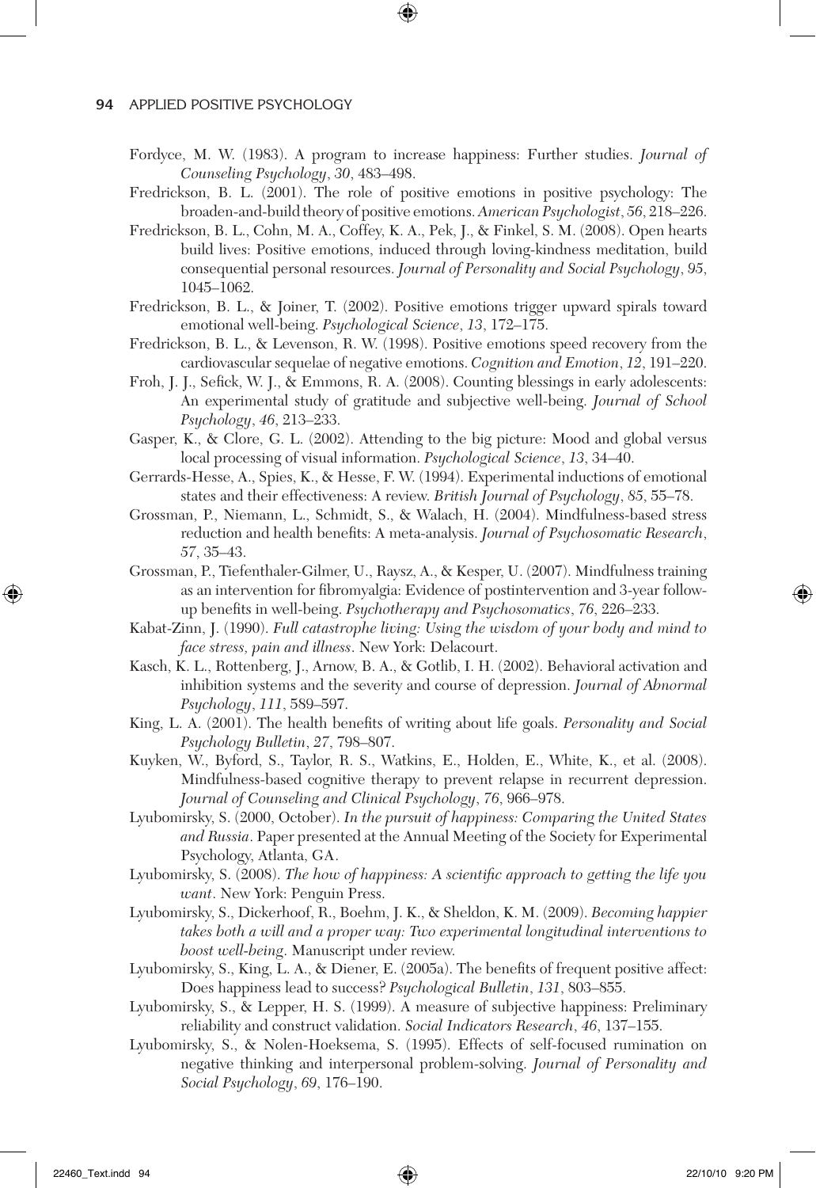Fordyce, M. W. (1983). A program to increase happiness: Further studies. *Journal of Counseling Psychology*, *30*, 483–498.

Fredrickson, B. L. (2001). The role of positive emotions in positive psychology: The broaden-and-build theory of positive emotions. *American Psychologist*, *56*, 218–226.

Fredrickson, B. L., Cohn, M. A., Coffey, K. A., Pek, J., & Finkel, S. M. (2008). Open hearts build lives: Positive emotions, induced through loving-kindness meditation, build consequential personal resources. *Journal of Personality and Social Psychology*, *95*, 1045–1062.

Fredrickson, B. L., & Joiner, T. (2002). Positive emotions trigger upward spirals toward emotional well-being. *Psychological Science*, *13*, 172–175.

Fredrickson, B. L., & Levenson, R. W. (1998). Positive emotions speed recovery from the cardiovascular sequelae of negative emotions. *Cognition and Emotion*, *12*, 191–220.

Froh, J. J., Sefick, W. J., & Emmons, R. A. (2008). Counting blessings in early adolescents: An experimental study of gratitude and subjective well-being. *Journal of School Psychology*, *46*, 213–233.

Gasper, K., & Clore, G. L. (2002). Attending to the big picture: Mood and global versus local processing of visual information. *Psychological Science*, *13*, 34–40.

Gerrards-Hesse, A., Spies, K., & Hesse, F. W. (1994). Experimental inductions of emotional states and their effectiveness: A review. *British Journal of Psychology*, *85*, 55–78.

Grossman, P., Niemann, L., Schmidt, S., & Walach, H. (2004). Mindfulness-based stress reduction and health benefits: A meta-analysis. *Journal of Psychosomatic Research*, *57*, 35–43.

Grossman, P., Tiefenthaler-Gilmer, U., Raysz, A., & Kesper, U. (2007). Mindfulness training as an intervention for fibromyalgia: Evidence of postintervention and 3-year follow-up benefits in well-being. *Psychotherapy and Psychosomatics*, *76*, 226–233.

Kabat-Zinn, J. (1990). *Full catastrophe living: Using the wisdom of your body and mind to face stress, pain and illness*. New York: Delacourt.

Kasch, K. L., Rottenberg, J., Arnow, B. A., & Gotlib, I. H. (2002). Behavioral activation and inhibition systems and the severity and course of depression. *Journal of Abnormal Psychology*, *111*, 589–597.

King, L. A. (2001). The health benefits of writing about life goals. *Personality and Social Psychology Bulletin*, *27*, 798–807.

Kuyken, W., Byford, S., Taylor, R. S., Watkins, E., Holden, E., White, K., et al. (2008). Mindfulness-based cognitive therapy to prevent relapse in recurrent depression. *Journal of Counseling and Clinical Psychology*, *76*, 966–978.

Lyubomirsky, S. (2000, October). *In the pursuit of happiness: Comparing the United States and Russia*. Paper presented at the Annual Meeting of the Society for Experimental Psychology, Atlanta, GA.

Lyubomirsky, S. (2008). *The how of happiness: A scientific approach to getting the life you want*. New York: Penguin Press.

Lyubomirsky, S., Dickerhoof, R., Boehm, J. K., & Sheldon, K. M. (2009). *Becoming happier takes both a will and a proper way: Two experimental longitudinal interventions to boost well-being*. Manuscript under review.

Lyubomirsky, S., King, L. A., & Diener, E. (2005a). The benefits of frequent positive affect: Does happiness lead to success? *Psychological Bulletin*, *131*, 803–855.

Lyubomirsky, S., & Lepper, H. S. (1999). A measure of subjective happiness: Preliminary reliability and construct validation. *Social Indicators Research*, *46*, 137–155.

Lyubomirsky, S., & Nolen-Hoeksema, S. (1995). Effects of self-focused rumination on negative thinking and interpersonal problem-solving. *Journal of Personality and Social Psychology*, *69*, 176–190.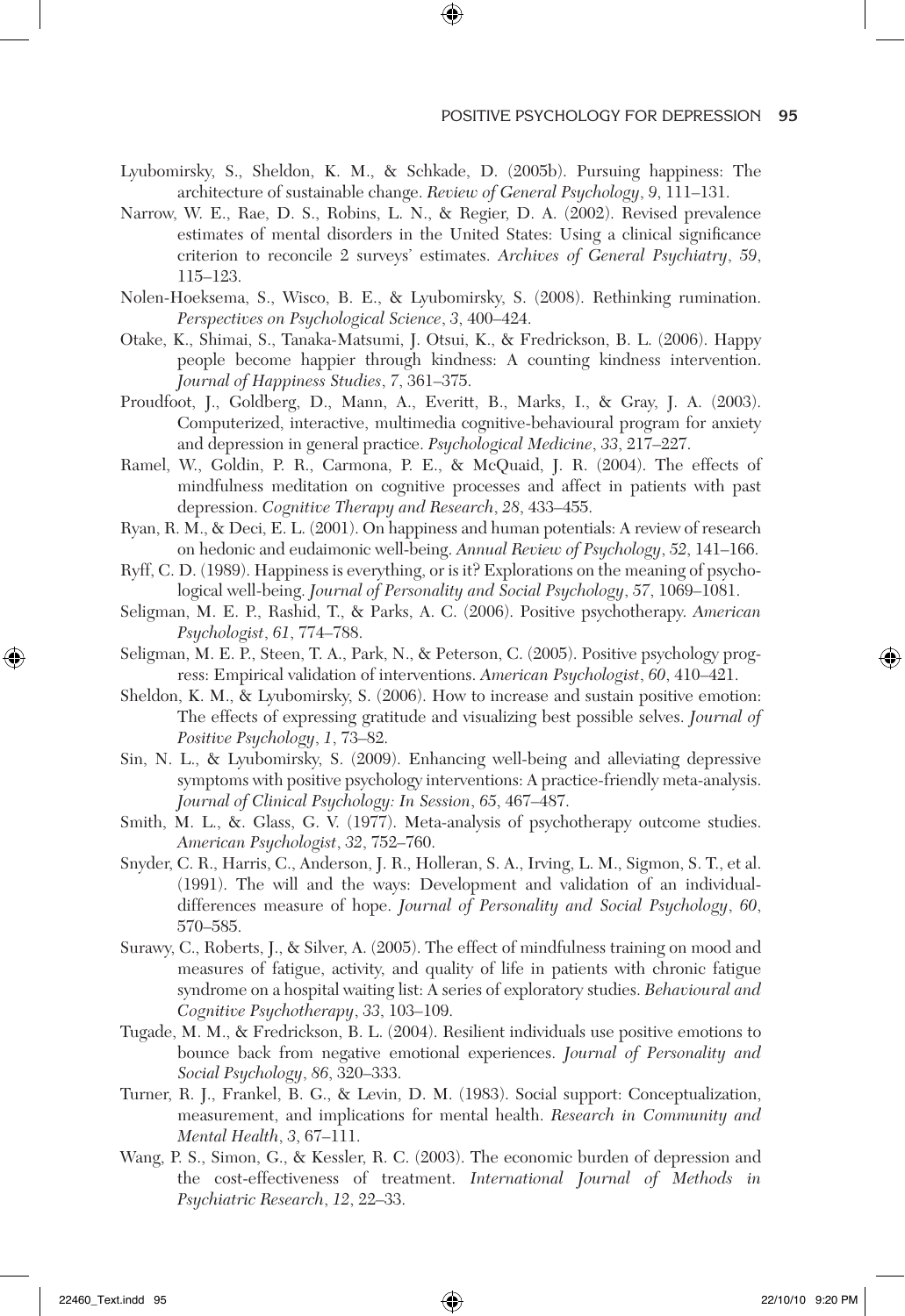Lyubomirsky, S., Sheldon, K. M., & Schkade, D. (2005b). Pursuing happiness: The architecture of sustainable change. *Review of General Psychology*, *9*, 111–131.

Narrow, W. E., Rae, D. S., Robins, L. N., & Regier, D. A. (2002). Revised prevalence estimates of mental disorders in the United States: Using a clinical significance criterion to reconcile 2 surveys' estimates. *Archives of General Psychiatry*, *59*, 115–123.

Nolen-Hoeksema, S., Wisco, B. E., & Lyubomirsky, S. (2008). Rethinking rumination. *Perspectives on Psychological Science*, *3*, 400–424.

Otake, K., Shimai, S., Tanaka-Matsumi, J. Otsui, K., & Fredrickson, B. L. (2006). Happy people become happier through kindness: A counting kindness intervention. *Journal of Happiness Studies*, *7*, 361–375.

Proudfoot, J., Goldberg, D., Mann, A., Everitt, B., Marks, I., & Gray, J. A. (2003). Computerized, interactive, multimedia cognitive-behavioural program for anxiety and depression in general practice. *Psychological Medicine*, *33*, 217–227.

Ramel, W., Goldin, P. R., Carmona, P. E., & McQuaid, J. R. (2004). The effects of mindfulness meditation on cognitive processes and affect in patients with past depression. *Cognitive Therapy and Research*, *28*, 433–455.

Ryan, R. M., & Deci, E. L. (2001). On happiness and human potentials: A review of research on hedonic and eudaimonic well-being. *Annual Review of Psychology*, *52*, 141–166.

Ryff, C. D. (1989). Happiness is everything, or is it? Explorations on the meaning of psychological well-being. *Journal of Personality and Social Psychology*, *57*, 1069–1081.

Seligman, M. E. P., Rashid, T., & Parks, A. C. (2006). Positive psychotherapy. *American Psychologist*, *61*, 774–788.

Seligman, M. E. P., Steen, T. A., Park, N., & Peterson, C. (2005). Positive psychology progress: Empirical validation of interventions. *American Psychologist*, *60*, 410–421.

Sheldon, K. M., & Lyubomirsky, S. (2006). How to increase and sustain positive emotion: The effects of expressing gratitude and visualizing best possible selves. *Journal of Positive Psychology*, *1*, 73–82.

Sin, N. L., & Lyubomirsky, S. (2009). Enhancing well-being and alleviating depressive symptoms with positive psychology interventions: A practice-friendly meta-analysis. *Journal of Clinical Psychology: In Session*, *65*, 467–487.

Smith, M. L., &. Glass, G. V. (1977). Meta-analysis of psychotherapy outcome studies. *American Psychologist*, *32*, 752–760.

Snyder, C. R., Harris, C., Anderson, J. R., Holleran, S. A., Irving, L. M., Sigmon, S. T., et al. (1991). The will and the ways: Development and validation of an individual-differences measure of hope. *Journal of Personality and Social Psychology*, *60*, 570–585.

Surawy, C., Roberts, J., & Silver, A. (2005). The effect of mindfulness training on mood and measures of fatigue, activity, and quality of life in patients with chronic fatigue syndrome on a hospital waiting list: A series of exploratory studies. *Behavioural and Cognitive Psychotherapy*, *33*, 103–109.

Tugade, M. M., & Fredrickson, B. L. (2004). Resilient individuals use positive emotions to bounce back from negative emotional experiences. *Journal of Personality and Social Psychology*, *86*, 320–333.

Turner, R. J., Frankel, B. G., & Levin, D. M. (1983). Social support: Conceptualization, measurement, and implications for mental health. *Research in Community and Mental Health*, *3*, 67–111.

Wang, P. S., Simon, G., & Kessler, R. C. (2003). The economic burden of depression and the cost-effectiveness of treatment. *International Journal of Methods in Psychiatric Research*, *12*, 22–33.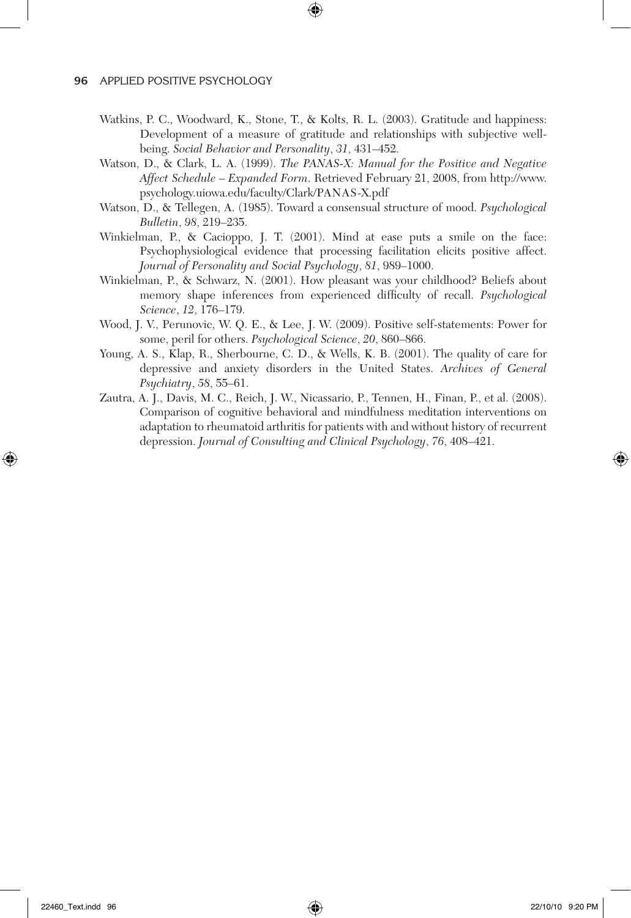Watkins, P. C., Woodward, K., Stone, T., & Kolts, R. L. (2003). Gratitude and happiness: Development of a measure of gratitude and relationships with subjective well-being. *Social Behavior and Personality*, *31*, 431–452.

Watson, D., & Clark, L. A. (1999). *The PANAS-X: Manual for the Positive and Negative Affect Schedule – Expanded Form*. Retrieved February 21, 2008, from http://www.psychology.uiowa.edu/faculty/Clark/PANAS-X.pdf

Watson, D., & Tellegen, A. (1985). Toward a consensual structure of mood. *Psychological Bulletin*, *98*, 219–235.

Winkielman, P., & Cacioppo, J. T. (2001). Mind at ease puts a smile on the face: Psychophysiological evidence that processing facilitation elicits positive affect. *Journal of Personality and Social Psychology*, *81*, 989–1000.

Winkielman, P., & Schwarz, N. (2001). How pleasant was your childhood? Beliefs about memory shape inferences from experienced difficulty of recall. *Psychological Science*, *12*, 176–179.

Wood, J. V., Perunovic, W. Q. E., & Lee, J. W. (2009). Positive self-statements: Power for some, peril for others. *Psychological Science*, *20*, 860–866.

Young, A. S., Klap, R., Sherbourne, C. D., & Wells, K. B. (2001). The quality of care for depressive and anxiety disorders in the United States. *Archives of General Psychiatry*, *58*, 55–61.

Zautra, A. J., Davis, M. C., Reich, J. W., Nicassario, P., Tennen, H., Finan, P., et al. (2008). Comparison of cognitive behavioral and mindfulness meditation interventions on adaptation to rheumatoid arthritis for patients with and without history of recurrent depression. *Journal of Consulting and Clinical Psychology*, *76*, 408–421.